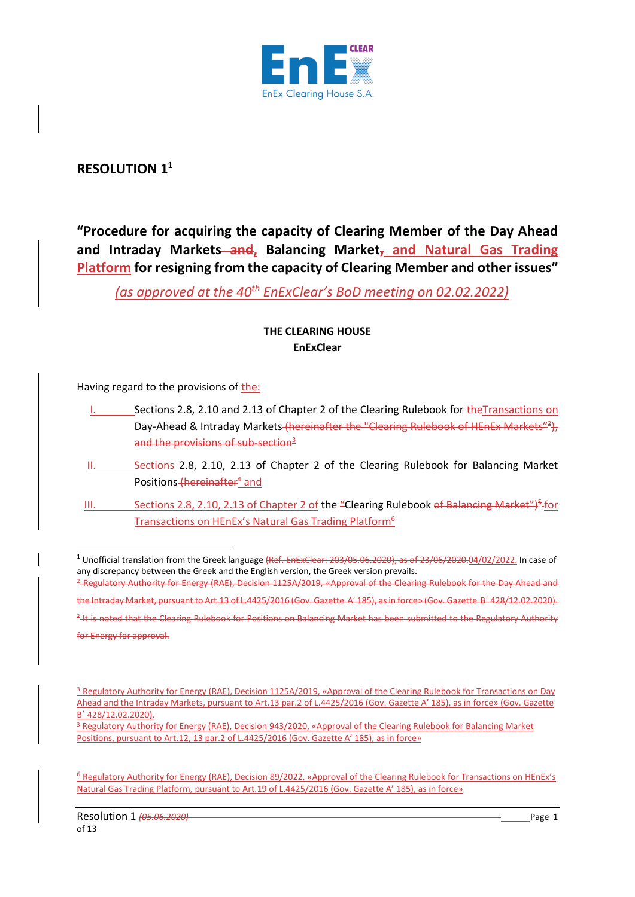# RESOLUTION 1[1]

## "Procedure for acquiring the capacity of Clearing Member of the Day Ahead and Intraday Markets ~~and~~, Balancing Market~~,~~ and Natural Gas Trading Platform for resigning from the capacity of Clearing Member and other issues"

*(as approved at the 40th EnExClear's BoD meeting on 02.02.2022)*

**THE CLEARING HOUSE**
**EnExClear**

Having regard to the provisions of the:

I. Sections 2.8, 2.10 and 2.13 of Chapter 2 of the Clearing Rulebook for ~~the~~Transactions on Day-Ahead & Intraday Markets ~~(hereinafter the "Clearing Rulebook of HEnEx Markets"[2]), and the provisions of sub-section~~[3]

II. Sections 2.8, 2.10, 2.13 of Chapter 2 of the Clearing Rulebook for Balancing Market Positions ~~(hereinafter~~[4] and

III. Sections 2.8, 2.10, 2.13 of Chapter 2 of the "Clearing Rulebook ~~of Balancing Market")~~[5] for Transactions on HEnEx's Natural Gas Trading Platform[6]

---

[1] Unofficial translation from the Greek language ~~(Ref. EnExClear: 203/05.06.2020), as of 23/06/2020~~.04/02/2022. In case of any discrepancy between the Greek and the English version, the Greek version prevails.

~~[2] Regulatory Authority for Energy (RAE), Decision 1125A/2019, «Approval of the Clearing Rulebook for the Day Ahead and the Intraday Market, pursuant to Art.13 of L.4425/2016 (Gov. Gazette A' 185), as in force» (Gov. Gazette B' 428/12.02.2020).~~

~~[3] It is noted that the Clearing Rulebook for Positions on Balancing Market has been submitted to the Regulatory Authority for Energy for approval.~~

[3] Regulatory Authority for Energy (RAE), Decision 1125A/2019, «Approval of the Clearing Rulebook for Transactions on Day Ahead and the Intraday Markets, pursuant to Art.13 par.2 of L.4425/2016 (Gov. Gazette A' 185), as in force» (Gov. Gazette B' 428/12.02.2020).

[3] Regulatory Authority for Energy (RAE), Decision 943/2020, «Approval of the Clearing Rulebook for Balancing Market Positions, pursuant to Art.12, 13 par.2 of L.4425/2016 (Gov. Gazette A' 185), as in force»

[6] Regulatory Authority for Energy (RAE), Decision 89/2022, «Approval of the Clearing Rulebook for Transactions on HEnEx's Natural Gas Trading Platform, pursuant to Art.19 of L.4425/2016 (Gov. Gazette A' 185), as in force»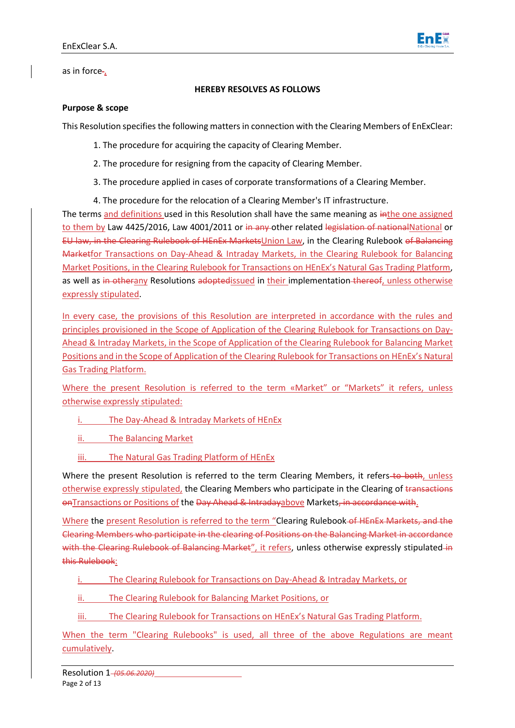as in force~~-~~,

**HEREBY RESOLVES AS FOLLOWS**

**Purpose & scope**

This Resolution specifies the following matters in connection with the Clearing Members of EnExClear:

1. The procedure for acquiring the capacity of Clearing Member.
2. The procedure for resigning from the capacity of Clearing Member.
3. The procedure applied in cases of corporate transformations of a Clearing Member.
4. The procedure for the relocation of a Clearing Member's IT infrastructure.

The terms and definitions used in this Resolution shall have the same meaning as ~~in~~the one assigned to them by Law 4425/2016, Law 4001/2011 or ~~in any~~ other related ~~legislation of national~~National or ~~EU law, in the Clearing Rulebook of HEnEx Markets~~Union Law, in the Clearing Rulebook ~~of Balancing Market~~for Transactions on Day-Ahead & Intraday Markets, in the Clearing Rulebook for Balancing Market Positions, in the Clearing Rulebook for Transactions on HEnEx's Natural Gas Trading Platform, as well as ~~in other~~any Resolutions ~~adopted~~issued in their implementation~~ thereof~~, unless otherwise expressly stipulated.

In every case, the provisions of this Resolution are interpreted in accordance with the rules and principles provisioned in the Scope of Application of the Clearing Rulebook for Transactions on Day-Ahead & Intraday Markets, in the Scope of Application of the Clearing Rulebook for Balancing Market Positions and in the Scope of Application of the Clearing Rulebook for Transactions on HEnEx's Natural Gas Trading Platform.

Where the present Resolution is referred to the term «Market" or "Markets" it refers, unless otherwise expressly stipulated:

i. The Day-Ahead & Intraday Markets of HEnEx

ii. The Balancing Market

iii. The Natural Gas Trading Platform of HEnEx

Where the present Resolution is referred to the term Clearing Members, it refers~~ to both~~, unless otherwise expressly stipulated, the Clearing Members who participate in the Clearing of ~~transactions on~~Transactions or Positions of the ~~Day Ahead & Intraday~~above Markets~~, in accordance with~~.

Where the present Resolution is referred to the term "Clearing Rulebook~~ of HEnEx Markets, and the Clearing Members who participate in the clearing of Positions on the Balancing Market in accordance with the Clearing Rulebook of Balancing Market~~", it refers, unless otherwise expressly stipulated~~ in this Rulebook~~:

i. The Clearing Rulebook for Transactions on Day-Ahead & Intraday Markets, or

ii. The Clearing Rulebook for Balancing Market Positions, or

iii. The Clearing Rulebook for Transactions on HEnEx's Natural Gas Trading Platform.

When the term "Clearing Rulebooks" is used, all three of the above Regulations are meant cumulatively.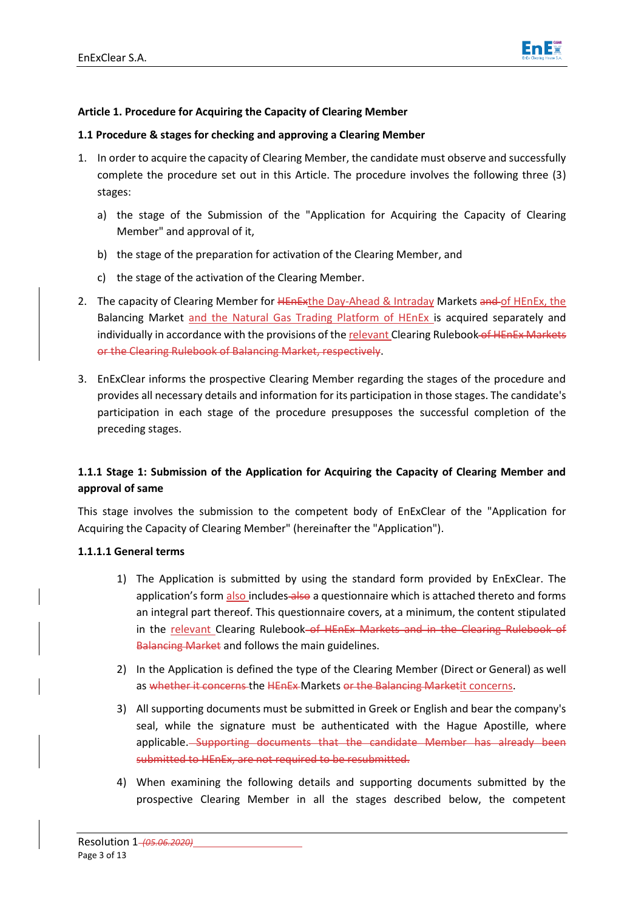**Article 1. Procedure for Acquiring the Capacity of Clearing Member**

**1.1 Procedure & stages for checking and approving a Clearing Member**

1. In order to acquire the capacity of Clearing Member, the candidate must observe and successfully complete the procedure set out in this Article. The procedure involves the following three (3) stages:

   a) the stage of the Submission of the "Application for Acquiring the Capacity of Clearing Member" and approval of it,

   b) the stage of the preparation for activation of the Clearing Member, and

   c) the stage of the activation of the Clearing Member.

2. The capacity of Clearing Member for ~~HEnEx~~the Day-Ahead & Intraday Markets ~~and~~ of HEnEx, the Balancing Market and the Natural Gas Trading Platform of HEnEx is acquired separately and individually in accordance with the provisions of the relevant Clearing Rulebook ~~of HEnEx Markets or the Clearing Rulebook of Balancing Market, respectively~~.

3. EnExClear informs the prospective Clearing Member regarding the stages of the procedure and provides all necessary details and information for its participation in those stages. The candidate's participation in each stage of the procedure presupposes the successful completion of the preceding stages.

**1.1.1 Stage 1: Submission of the Application for Acquiring the Capacity of Clearing Member and approval of same**

This stage involves the submission to the competent body of EnExClear of the "Application for Acquiring the Capacity of Clearing Member" (hereinafter the "Application").

**1.1.1.1 General terms**

1) The Application is submitted by using the standard form provided by EnExClear. The application's form also includes ~~also~~ a questionnaire which is attached thereto and forms an integral part thereof. This questionnaire covers, at a minimum, the content stipulated in the relevant Clearing Rulebook ~~of HEnEx Markets and in the Clearing Rulebook of Balancing Market~~ and follows the main guidelines.

2) In the Application is defined the type of the Clearing Member (Direct or General) as well as ~~whether it concerns~~ the ~~HEnEx~~ Markets ~~or the Balancing Market~~it concerns.

3) All supporting documents must be submitted in Greek or English and bear the company's seal, while the signature must be authenticated with the Hague Apostille, where applicable. ~~Supporting documents that the candidate Member has already been submitted to HEnEx, are not required to be resubmitted.~~

4) When examining the following details and supporting documents submitted by the prospective Clearing Member in all the stages described below, the competent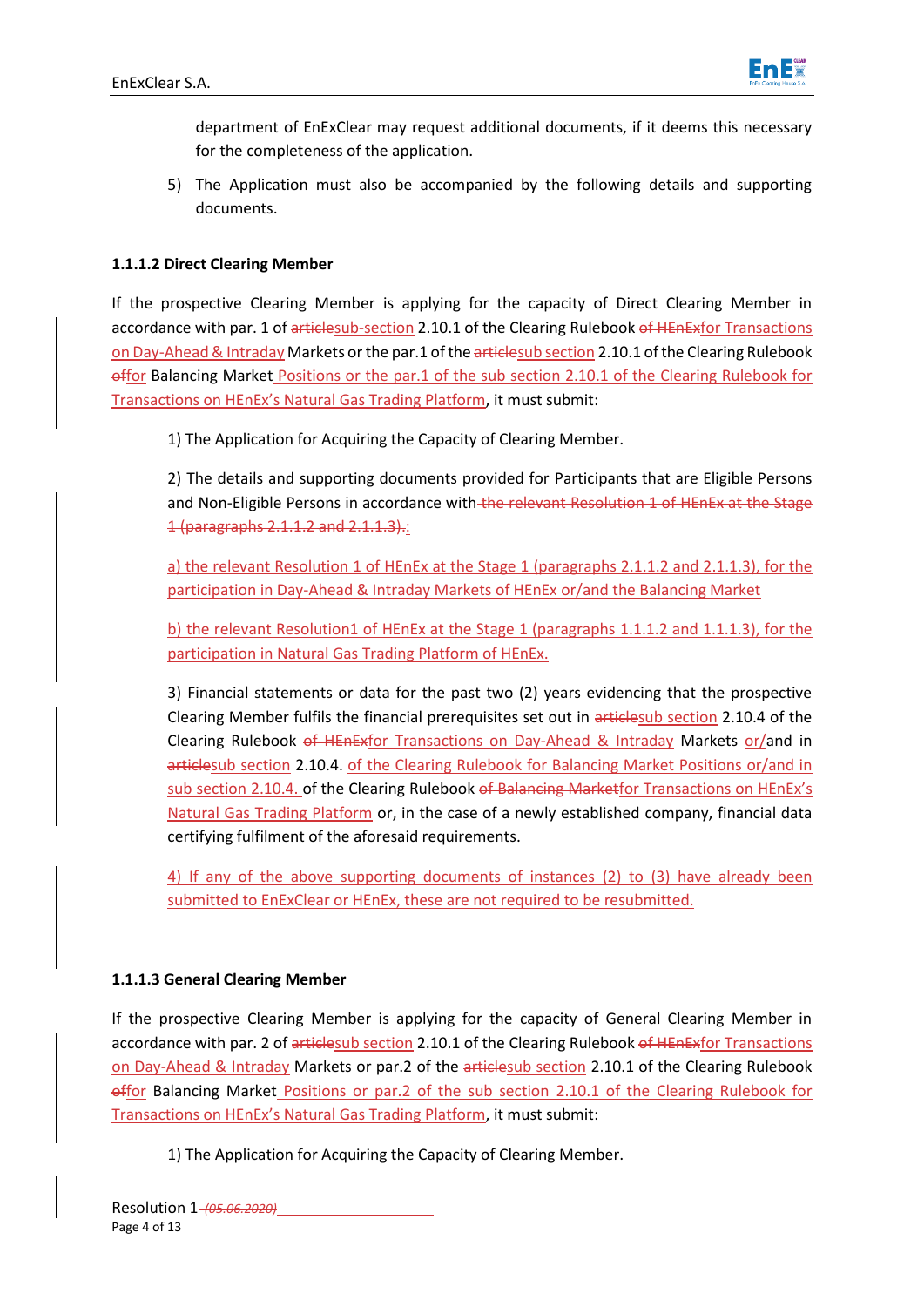department of EnExClear may request additional documents, if it deems this necessary for the completeness of the application.

5) The Application must also be accompanied by the following details and supporting documents.

#### 1.1.1.2 Direct Clearing Member

If the prospective Clearing Member is applying for the capacity of Direct Clearing Member in accordance with par. 1 of ~~article~~sub-section 2.10.1 of the Clearing Rulebook ~~of HEnEx~~for Transactions on Day-Ahead & Intraday Markets or the par.1 of the ~~article~~sub section 2.10.1 of the Clearing Rulebook ~~of~~for Balancing Market Positions or the par.1 of the sub section 2.10.1 of the Clearing Rulebook for Transactions on HEnEx's Natural Gas Trading Platform, it must submit:

1) The Application for Acquiring the Capacity of Clearing Member.

2) The details and supporting documents provided for Participants that are Eligible Persons and Non-Eligible Persons in accordance with ~~the relevant Resolution 1 of HEnEx at the Stage 1 (paragraphs 2.1.1.2 and 2.1.1.3).~~:

a) the relevant Resolution 1 of HEnEx at the Stage 1 (paragraphs 2.1.1.2 and 2.1.1.3), for the participation in Day-Ahead & Intraday Markets of HEnEx or/and the Balancing Market

b) the relevant Resolution1 of HEnEx at the Stage 1 (paragraphs 1.1.1.2 and 1.1.1.3), for the participation in Natural Gas Trading Platform of HEnEx.

3) Financial statements or data for the past two (2) years evidencing that the prospective Clearing Member fulfils the financial prerequisites set out in ~~article~~sub section 2.10.4 of the Clearing Rulebook ~~of HEnEx~~for Transactions on Day-Ahead & Intraday Markets or/and in ~~article~~sub section 2.10.4. of the Clearing Rulebook for Balancing Market Positions or/and in sub section 2.10.4. of the Clearing Rulebook ~~of Balancing Market~~for Transactions on HEnEx's Natural Gas Trading Platform or, in the case of a newly established company, financial data certifying fulfilment of the aforesaid requirements.

4) If any of the above supporting documents of instances (2) to (3) have already been submitted to EnExClear or HEnEx, these are not required to be resubmitted.

#### 1.1.1.3 General Clearing Member

If the prospective Clearing Member is applying for the capacity of General Clearing Member in accordance with par. 2 of ~~article~~sub section 2.10.1 of the Clearing Rulebook ~~of HEnEx~~for Transactions on Day-Ahead & Intraday Markets or par.2 of the ~~article~~sub section 2.10.1 of the Clearing Rulebook ~~of~~for Balancing Market Positions or par.2 of the sub section 2.10.1 of the Clearing Rulebook for Transactions on HEnEx's Natural Gas Trading Platform, it must submit:

1) The Application for Acquiring the Capacity of Clearing Member.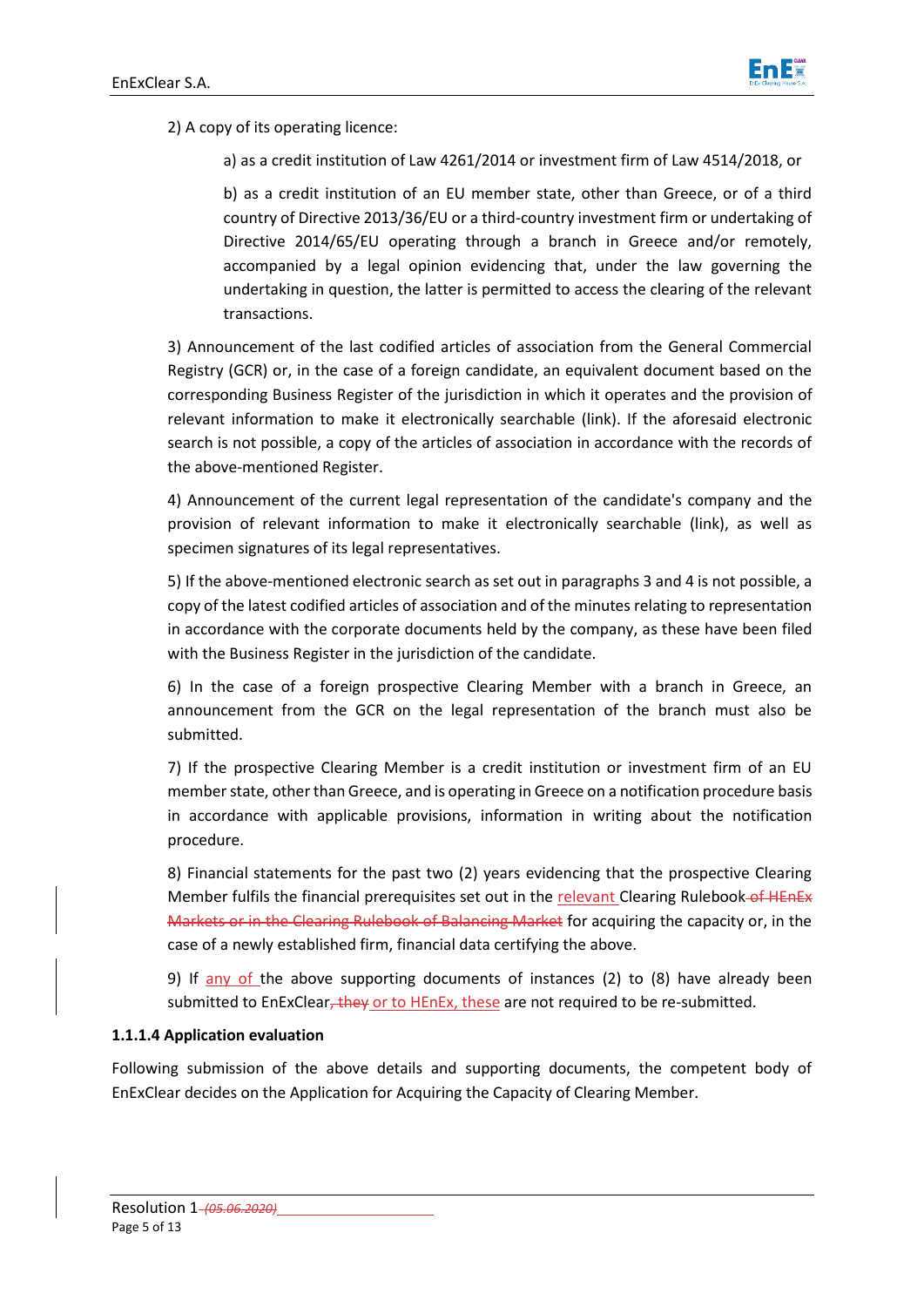2) A copy of its operating licence:

a) as a credit institution of Law 4261/2014 or investment firm of Law 4514/2018, or

b) as a credit institution of an EU member state, other than Greece, or of a third country of Directive 2013/36/EU or a third-country investment firm or undertaking of Directive 2014/65/EU operating through a branch in Greece and/or remotely, accompanied by a legal opinion evidencing that, under the law governing the undertaking in question, the latter is permitted to access the clearing of the relevant transactions.

3) Announcement of the last codified articles of association from the General Commercial Registry (GCR) or, in the case of a foreign candidate, an equivalent document based on the corresponding Business Register of the jurisdiction in which it operates and the provision of relevant information to make it electronically searchable (link). If the aforesaid electronic search is not possible, a copy of the articles of association in accordance with the records of the above-mentioned Register.

4) Announcement of the current legal representation of the candidate's company and the provision of relevant information to make it electronically searchable (link), as well as specimen signatures of its legal representatives.

5) If the above-mentioned electronic search as set out in paragraphs 3 and 4 is not possible, a copy of the latest codified articles of association and of the minutes relating to representation in accordance with the corporate documents held by the company, as these have been filed with the Business Register in the jurisdiction of the candidate.

6) In the case of a foreign prospective Clearing Member with a branch in Greece, an announcement from the GCR on the legal representation of the branch must also be submitted.

7) If the prospective Clearing Member is a credit institution or investment firm of an EU member state, other than Greece, and is operating in Greece on a notification procedure basis in accordance with applicable provisions, information in writing about the notification procedure.

8) Financial statements for the past two (2) years evidencing that the prospective Clearing Member fulfils the financial prerequisites set out in the relevant Clearing Rulebook ~~of HEnEx Markets or in the Clearing Rulebook of Balancing Market~~ for acquiring the capacity or, in the case of a newly established firm, financial data certifying the above.

9) If any of the above supporting documents of instances (2) to (8) have already been submitted to EnExClear~~, they~~ or to HEnEx, these are not required to be re-submitted.

#### 1.1.1.4 Application evaluation

Following submission of the above details and supporting documents, the competent body of EnExClear decides on the Application for Acquiring the Capacity of Clearing Member.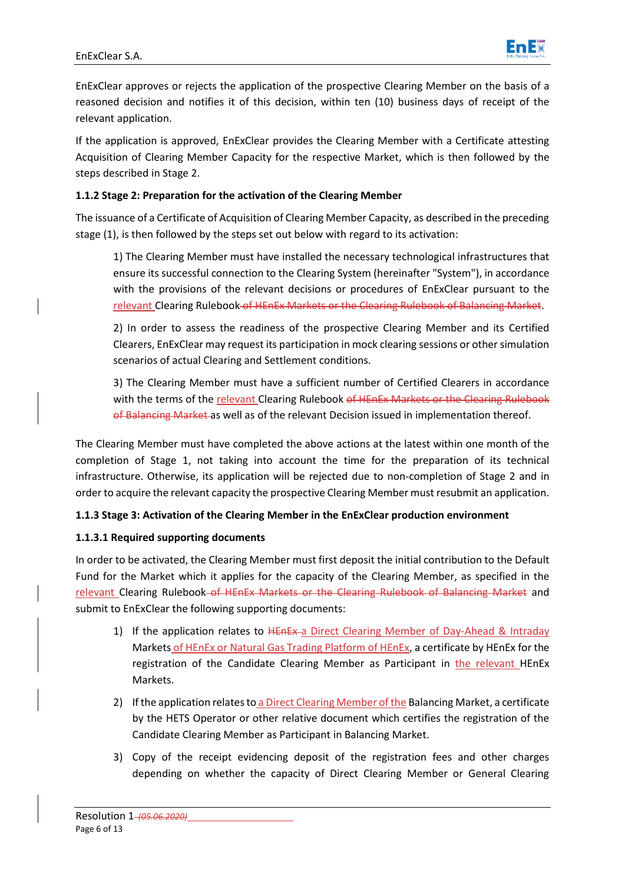EnExClear approves or rejects the application of the prospective Clearing Member on the basis of a reasoned decision and notifies it of this decision, within ten (10) business days of receipt of the relevant application.

If the application is approved, EnExClear provides the Clearing Member with a Certificate attesting Acquisition of Clearing Member Capacity for the respective Market, which is then followed by the steps described in Stage 2.

#### 1.1.2 Stage 2: Preparation for the activation of the Clearing Member

The issuance of a Certificate of Acquisition of Clearing Member Capacity, as described in the preceding stage (1), is then followed by the steps set out below with regard to its activation:

> 1) The Clearing Member must have installed the necessary technological infrastructures that ensure its successful connection to the Clearing System (hereinafter "System"), in accordance with the provisions of the relevant decisions or procedures of EnExClear pursuant to the relevant Clearing Rulebook ~~of HEnEx Markets or the Clearing Rulebook of Balancing Market~~.
>
> 2) In order to assess the readiness of the prospective Clearing Member and its Certified Clearers, EnExClear may request its participation in mock clearing sessions or other simulation scenarios of actual Clearing and Settlement conditions.
>
> 3) The Clearing Member must have a sufficient number of Certified Clearers in accordance with the terms of the relevant Clearing Rulebook ~~of HEnEx Markets or the Clearing Rulebook of Balancing Market~~ as well as of the relevant Decision issued in implementation thereof.

The Clearing Member must have completed the above actions at the latest within one month of the completion of Stage 1, not taking into account the time for the preparation of its technical infrastructure. Otherwise, its application will be rejected due to non-completion of Stage 2 and in order to acquire the relevant capacity the prospective Clearing Member must resubmit an application.

#### 1.1.3 Stage 3: Activation of the Clearing Member in the EnExClear production environment

##### 1.1.3.1 Required supporting documents

In order to be activated, the Clearing Member must first deposit the initial contribution to the Default Fund for the Market which it applies for the capacity of the Clearing Member, as specified in the relevant Clearing Rulebook ~~of HEnEx Markets or the Clearing Rulebook of Balancing Market~~ and submit to EnExClear the following supporting documents:

1) If the application relates to ~~HEnEx~~ a Direct Clearing Member of Day-Ahead & Intraday Markets of HEnEx or Natural Gas Trading Platform of HEnEx, a certificate by HEnEx for the registration of the Candidate Clearing Member as Participant in the relevant HEnEx Markets.
2) If the application relates to a Direct Clearing Member of the Balancing Market, a certificate by the HETS Operator or other relative document which certifies the registration of the Candidate Clearing Member as Participant in Balancing Market.
3) Copy of the receipt evidencing deposit of the registration fees and other charges depending on whether the capacity of Direct Clearing Member or General Clearing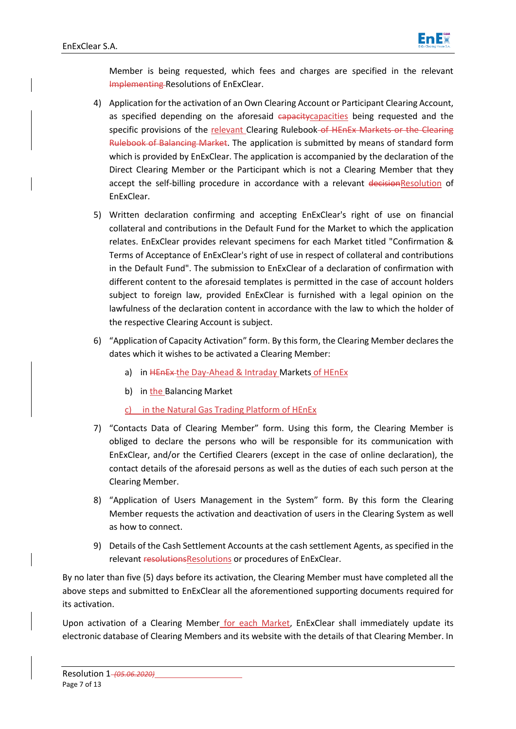Member is being requested, which fees and charges are specified in the relevant ~~Implementing~~ Resolutions of EnExClear.

4) Application for the activation of an Own Clearing Account or Participant Clearing Account, as specified depending on the aforesaid ~~capacity~~capacities being requested and the specific provisions of the relevant Clearing Rulebook ~~of HEnEx Markets or the Clearing Rulebook of Balancing Market~~. The application is submitted by means of standard form which is provided by EnExClear. The application is accompanied by the declaration of the Direct Clearing Member or the Participant which is not a Clearing Member that they accept the self-billing procedure in accordance with a relevant ~~decision~~Resolution of EnExClear.

5) Written declaration confirming and accepting EnExClear's right of use on financial collateral and contributions in the Default Fund for the Market to which the application relates. EnExClear provides relevant specimens for each Market titled "Confirmation & Terms of Acceptance of EnExClear's right of use in respect of collateral and contributions in the Default Fund". The submission to EnExClear of a declaration of confirmation with different content to the aforesaid templates is permitted in the case of account holders subject to foreign law, provided EnExClear is furnished with a legal opinion on the lawfulness of the declaration content in accordance with the law to which the holder of the respective Clearing Account is subject.

6) "Application of Capacity Activation" form. By this form, the Clearing Member declares the dates which it wishes to be activated a Clearing Member:

   a) in ~~HEnEx~~ the Day-Ahead & Intraday Markets of HEnEx

   b) in the Balancing Market

   c) in the Natural Gas Trading Platform of HEnEx

7) "Contacts Data of Clearing Member" form. Using this form, the Clearing Member is obliged to declare the persons who will be responsible for its communication with EnExClear, and/or the Certified Clearers (except in the case of online declaration), the contact details of the aforesaid persons as well as the duties of each such person at the Clearing Member.

8) "Application of Users Management in the System" form. By this form the Clearing Member requests the activation and deactivation of users in the Clearing System as well as how to connect.

9) Details of the Cash Settlement Accounts at the cash settlement Agents, as specified in the relevant ~~resolutions~~Resolutions or procedures of EnExClear.

By no later than five (5) days before its activation, the Clearing Member must have completed all the above steps and submitted to EnExClear all the aforementioned supporting documents required for its activation.

Upon activation of a Clearing Member for each Market, EnExClear shall immediately update its electronic database of Clearing Members and its website with the details of that Clearing Member. In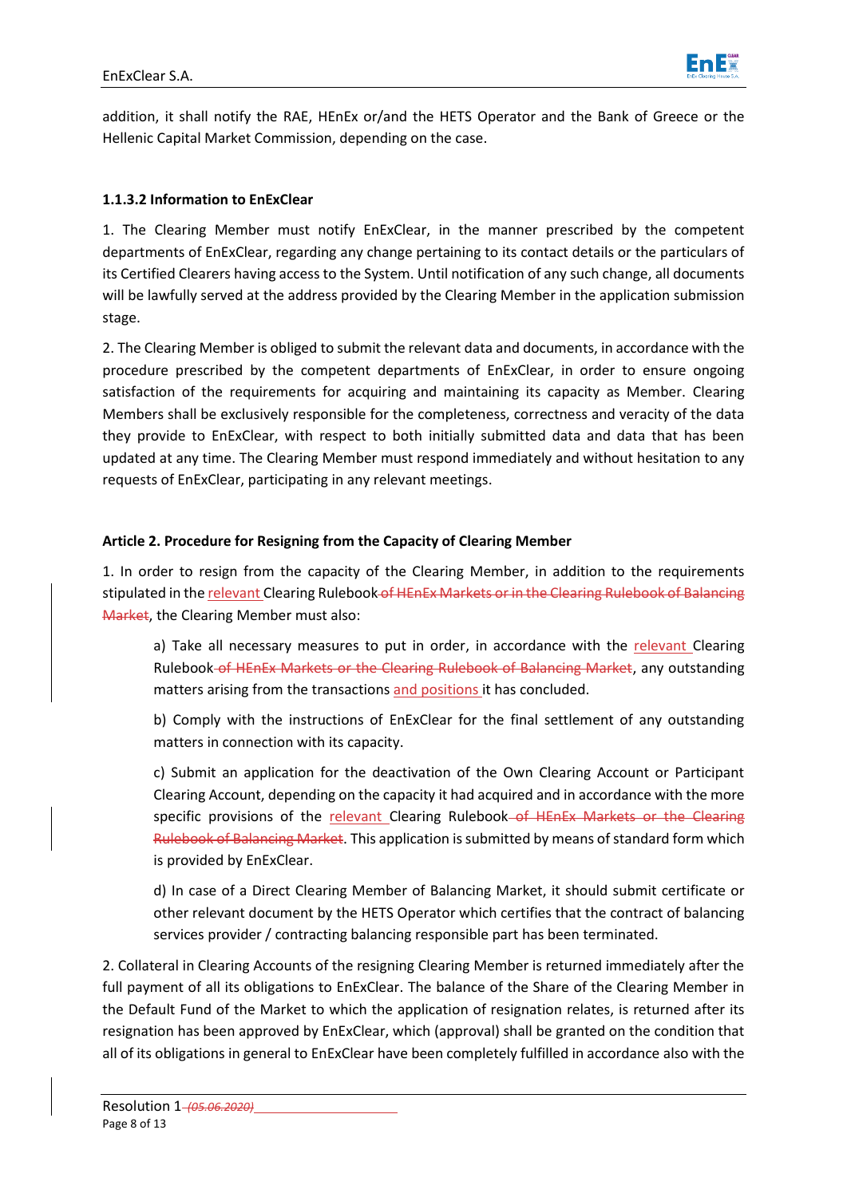addition, it shall notify the RAE, HEnEx or/and the HETS Operator and the Bank of Greece or the Hellenic Capital Market Commission, depending on the case.

#### 1.1.3.2 Information to EnExClear

1. The Clearing Member must notify EnExClear, in the manner prescribed by the competent departments of EnExClear, regarding any change pertaining to its contact details or the particulars of its Certified Clearers having access to the System. Until notification of any such change, all documents will be lawfully served at the address provided by the Clearing Member in the application submission stage.

2. The Clearing Member is obliged to submit the relevant data and documents, in accordance with the procedure prescribed by the competent departments of EnExClear, in order to ensure ongoing satisfaction of the requirements for acquiring and maintaining its capacity as Member. Clearing Members shall be exclusively responsible for the completeness, correctness and veracity of the data they provide to EnExClear, with respect to both initially submitted data and data that has been updated at any time. The Clearing Member must respond immediately and without hesitation to any requests of EnExClear, participating in any relevant meetings.

### Article 2. Procedure for Resigning from the Capacity of Clearing Member

1. In order to resign from the capacity of the Clearing Member, in addition to the requirements stipulated in the relevant Clearing Rulebook ~~of HEnEx Markets or in the Clearing Rulebook of Balancing Market~~, the Clearing Member must also:

   a) Take all necessary measures to put in order, in accordance with the relevant Clearing Rulebook ~~of HEnEx Markets or the Clearing Rulebook of Balancing Market~~, any outstanding matters arising from the transactions and positions it has concluded.

   b) Comply with the instructions of EnExClear for the final settlement of any outstanding matters in connection with its capacity.

   c) Submit an application for the deactivation of the Own Clearing Account or Participant Clearing Account, depending on the capacity it had acquired and in accordance with the more specific provisions of the relevant Clearing Rulebook ~~of HEnEx Markets or the Clearing Rulebook of Balancing Market~~. This application is submitted by means of standard form which is provided by EnExClear.

   d) In case of a Direct Clearing Member of Balancing Market, it should submit certificate or other relevant document by the HETS Operator which certifies that the contract of balancing services provider / contracting balancing responsible part has been terminated.

2. Collateral in Clearing Accounts of the resigning Clearing Member is returned immediately after the full payment of all its obligations to EnExClear. The balance of the Share of the Clearing Member in the Default Fund of the Market to which the application of resignation relates, is returned after its resignation has been approved by EnExClear, which (approval) shall be granted on the condition that all of its obligations in general to EnExClear have been completely fulfilled in accordance also with the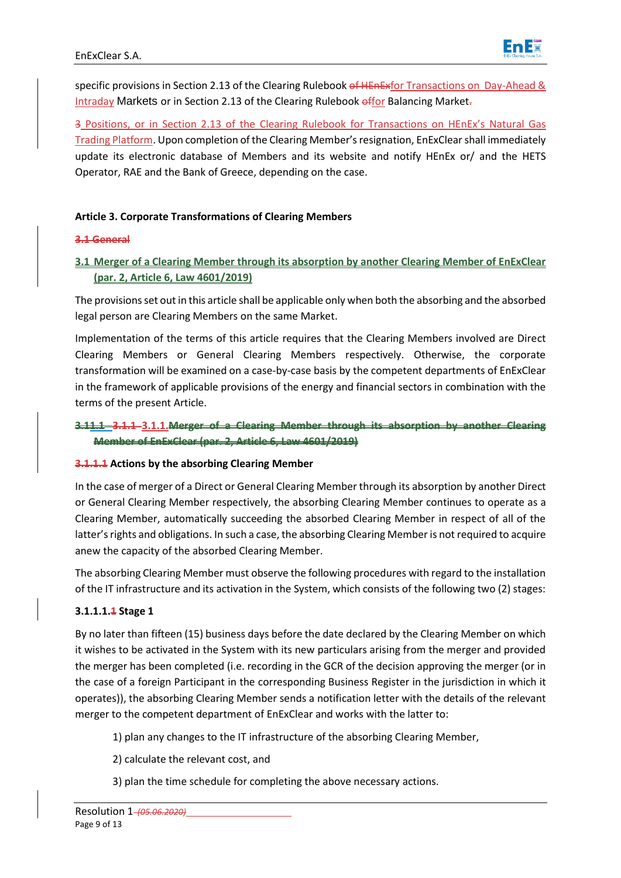specific provisions in Section 2.13 of the Clearing Rulebook ~~of HEnEx~~for Transactions on Day-Ahead & Intraday Markets or in Section 2.13 of the Clearing Rulebook ~~of~~for Balancing Market~~.~~

~~3~~ Positions, or in Section 2.13 of the Clearing Rulebook for Transactions on HEnEx's Natural Gas Trading Platform. Upon completion of the Clearing Member's resignation, EnExClear shall immediately update its electronic database of Members and its website and notify HEnEx or/ and the HETS Operator, RAE and the Bank of Greece, depending on the case.

### Article 3. Corporate Transformations of Clearing Members

#### ~~3.1 General~~

#### 3.1 Merger of a Clearing Member through its absorption by another Clearing Member of EnExClear (par. 2, Article 6, Law 4601/2019)

The provisions set out in this article shall be applicable only when both the absorbing and the absorbed legal person are Clearing Members on the same Market.

Implementation of the terms of this article requires that the Clearing Members involved are Direct Clearing Members or General Clearing Members respectively. Otherwise, the corporate transformation will be examined on a case-by-case basis by the competent departments of EnExClear in the framework of applicable provisions of the energy and financial sectors in combination with the terms of the present Article.

#### ~~3.11.1 3.1.1 3.1.1. Merger of a Clearing Member through its absorption by another Clearing Member of EnExClear (par. 2, Article 6, Law 4601/2019)~~

#### ~~3.1.1.1~~ Actions by the absorbing Clearing Member

In the case of merger of a Direct or General Clearing Member through its absorption by another Direct or General Clearing Member respectively, the absorbing Clearing Member continues to operate as a Clearing Member, automatically succeeding the absorbed Clearing Member in respect of all of the latter's rights and obligations. In such a case, the absorbing Clearing Member is not required to acquire anew the capacity of the absorbed Clearing Member.

The absorbing Clearing Member must observe the following procedures with regard to the installation of the IT infrastructure and its activation in the System, which consists of the following two (2) stages:

#### 3.1.1.1.~~1~~ Stage 1

By no later than fifteen (15) business days before the date declared by the Clearing Member on which it wishes to be activated in the System with its new particulars arising from the merger and provided the merger has been completed (i.e. recording in the GCR of the decision approving the merger (or in the case of a foreign Participant in the corresponding Business Register in the jurisdiction in which it operates)), the absorbing Clearing Member sends a notification letter with the details of the relevant merger to the competent department of EnExClear and works with the latter to:

1) plan any changes to the IT infrastructure of the absorbing Clearing Member,

2) calculate the relevant cost, and

3) plan the time schedule for completing the above necessary actions.

Resolution 1 ~~(05.06.2020)~~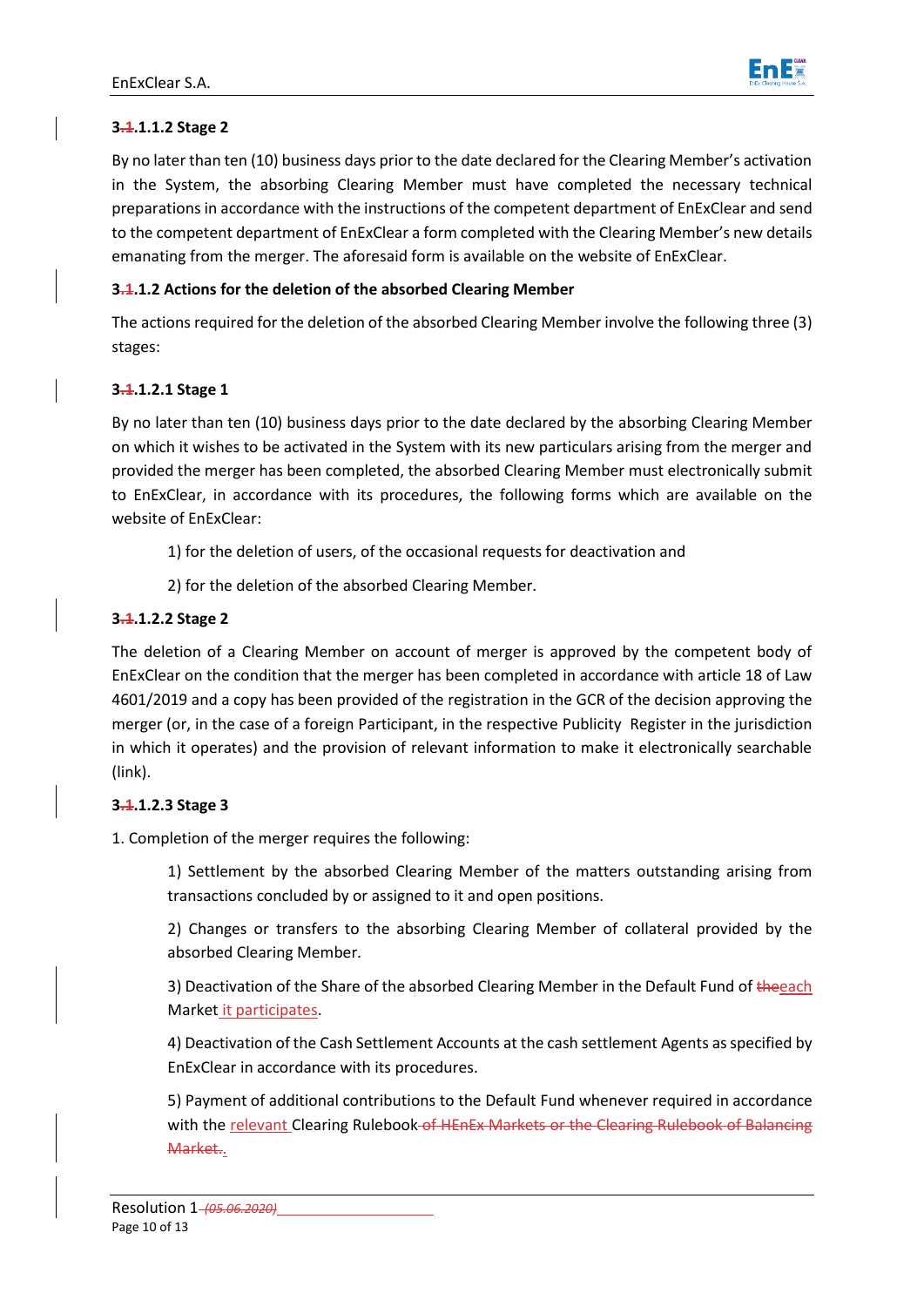**3.~~1~~.1.1.2 Stage 2**

By no later than ten (10) business days prior to the date declared for the Clearing Member's activation in the System, the absorbing Clearing Member must have completed the necessary technical preparations in accordance with the instructions of the competent department of EnExClear and send to the competent department of EnExClear a form completed with the Clearing Member's new details emanating from the merger. The aforesaid form is available on the website of EnExClear.

**3.~~1~~.1.2 Actions for the deletion of the absorbed Clearing Member**

The actions required for the deletion of the absorbed Clearing Member involve the following three (3) stages:

**3.~~1~~.1.2.1 Stage 1**

By no later than ten (10) business days prior to the date declared by the absorbing Clearing Member on which it wishes to be activated in the System with its new particulars arising from the merger and provided the merger has been completed, the absorbed Clearing Member must electronically submit to EnExClear, in accordance with its procedures, the following forms which are available on the website of EnExClear:

> 1) for the deletion of users, of the occasional requests for deactivation and
>
> 2) for the deletion of the absorbed Clearing Member.

**3.~~1~~.1.2.2 Stage 2**

The deletion of a Clearing Member on account of merger is approved by the competent body of EnExClear on the condition that the merger has been completed in accordance with article 18 of Law 4601/2019 and a copy has been provided of the registration in the GCR of the decision approving the merger (or, in the case of a foreign Participant, in the respective Publicity Register in the jurisdiction in which it operates) and the provision of relevant information to make it electronically searchable (link).

**3.~~1~~.1.2.3 Stage 3**

1. Completion of the merger requires the following:

> 1) Settlement by the absorbed Clearing Member of the matters outstanding arising from transactions concluded by or assigned to it and open positions.
>
> 2) Changes or transfers to the absorbing Clearing Member of collateral provided by the absorbed Clearing Member.
>
> 3) Deactivation of the Share of the absorbed Clearing Member in the Default Fund of ~~the~~each Market it participates.
>
> 4) Deactivation of the Cash Settlement Accounts at the cash settlement Agents as specified by EnExClear in accordance with its procedures.
>
> 5) Payment of additional contributions to the Default Fund whenever required in accordance with the relevant Clearing Rulebook ~~of HEnEx Markets or the Clearing Rulebook of Balancing Market.~~.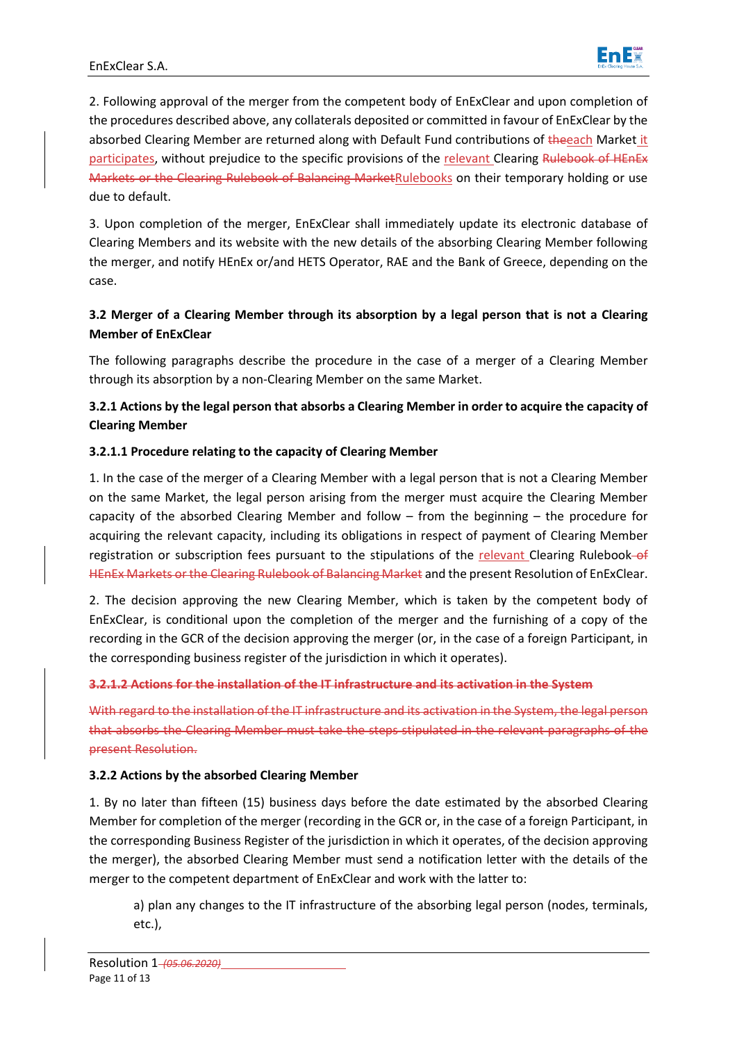2. Following approval of the merger from the competent body of EnExClear and upon completion of the procedures described above, any collaterals deposited or committed in favour of EnExClear by the absorbed Clearing Member are returned along with Default Fund contributions of ~~the~~each Market it participates, without prejudice to the specific provisions of the relevant Clearing ~~Rulebook of HEnEx Markets or the Clearing Rulebook of Balancing Market~~Rulebooks on their temporary holding or use due to default.

3. Upon completion of the merger, EnExClear shall immediately update its electronic database of Clearing Members and its website with the new details of the absorbing Clearing Member following the merger, and notify HEnEx or/and HETS Operator, RAE and the Bank of Greece, depending on the case.

### 3.2 Merger of a Clearing Member through its absorption by a legal person that is not a Clearing Member of EnExClear

The following paragraphs describe the procedure in the case of a merger of a Clearing Member through its absorption by a non-Clearing Member on the same Market.

#### 3.2.1 Actions by the legal person that absorbs a Clearing Member in order to acquire the capacity of Clearing Member

##### 3.2.1.1 Procedure relating to the capacity of Clearing Member

1. In the case of the merger of a Clearing Member with a legal person that is not a Clearing Member on the same Market, the legal person arising from the merger must acquire the Clearing Member capacity of the absorbed Clearing Member and follow – from the beginning – the procedure for acquiring the relevant capacity, including its obligations in respect of payment of Clearing Member registration or subscription fees pursuant to the stipulations of the relevant Clearing Rulebook ~~of HEnEx Markets or the Clearing Rulebook of Balancing Market~~ and the present Resolution of EnExClear.

2. The decision approving the new Clearing Member, which is taken by the competent body of EnExClear, is conditional upon the completion of the merger and the furnishing of a copy of the recording in the GCR of the decision approving the merger (or, in the case of a foreign Participant, in the corresponding business register of the jurisdiction in which it operates).

##### ~~3.2.1.2 Actions for the installation of the IT infrastructure and its activation in the System~~

~~With regard to the installation of the IT infrastructure and its activation in the System, the legal person that absorbs the Clearing Member must take the steps stipulated in the relevant paragraphs of the present Resolution.~~

#### 3.2.2 Actions by the absorbed Clearing Member

1. By no later than fifteen (15) business days before the date estimated by the absorbed Clearing Member for completion of the merger (recording in the GCR or, in the case of a foreign Participant, in the corresponding Business Register of the jurisdiction in which it operates, of the decision approving the merger), the absorbed Clearing Member must send a notification letter with the details of the merger to the competent department of EnExClear and work with the latter to:

a) plan any changes to the IT infrastructure of the absorbing legal person (nodes, terminals, etc.),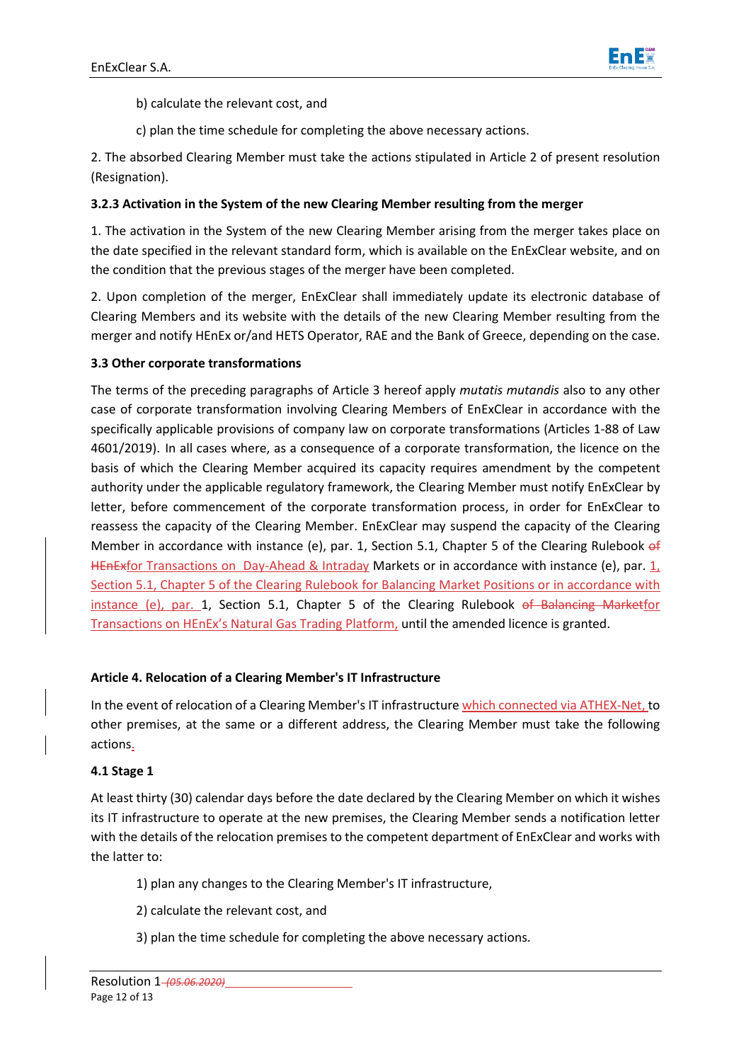b) calculate the relevant cost, and

c) plan the time schedule for completing the above necessary actions.

2. The absorbed Clearing Member must take the actions stipulated in Article 2 of present resolution (Resignation).

**3.2.3 Activation in the System of the new Clearing Member resulting from the merger**

1. The activation in the System of the new Clearing Member arising from the merger takes place on the date specified in the relevant standard form, which is available on the EnExClear website, and on the condition that the previous stages of the merger have been completed.

2. Upon completion of the merger, EnExClear shall immediately update its electronic database of Clearing Members and its website with the details of the new Clearing Member resulting from the merger and notify HEnEx or/and HETS Operator, RAE and the Bank of Greece, depending on the case.

**3.3 Other corporate transformations**

The terms of the preceding paragraphs of Article 3 hereof apply *mutatis mutandis* also to any other case of corporate transformation involving Clearing Members of EnExClear in accordance with the specifically applicable provisions of company law on corporate transformations (Articles 1-88 of Law 4601/2019). In all cases where, as a consequence of a corporate transformation, the licence on the basis of which the Clearing Member acquired its capacity requires amendment by the competent authority under the applicable regulatory framework, the Clearing Member must notify EnExClear by letter, before commencement of the corporate transformation process, in order for EnExClear to reassess the capacity of the Clearing Member. EnExClear may suspend the capacity of the Clearing Member in accordance with instance (e), par. 1, Section 5.1, Chapter 5 of the Clearing Rulebook ~~of HEnEx~~for Transactions on Day-Ahead & Intraday Markets or in accordance with instance (e), par. 1, Section 5.1, Chapter 5 of the Clearing Rulebook for Balancing Market Positions or in accordance with instance (e), par. 1, Section 5.1, Chapter 5 of the Clearing Rulebook ~~of Balancing Market~~for Transactions on HEnEx's Natural Gas Trading Platform, until the amended licence is granted.

**Article 4. Relocation of a Clearing Member's IT Infrastructure**

In the event of relocation of a Clearing Member's IT infrastructure which connected via ATHEX-Net, to other premises, at the same or a different address, the Clearing Member must take the following actions.

**4.1 Stage 1**

At least thirty (30) calendar days before the date declared by the Clearing Member on which it wishes its IT infrastructure to operate at the new premises, the Clearing Member sends a notification letter with the details of the relocation premises to the competent department of EnExClear and works with the latter to:

1) plan any changes to the Clearing Member's IT infrastructure,

2) calculate the relevant cost, and

3) plan the time schedule for completing the above necessary actions.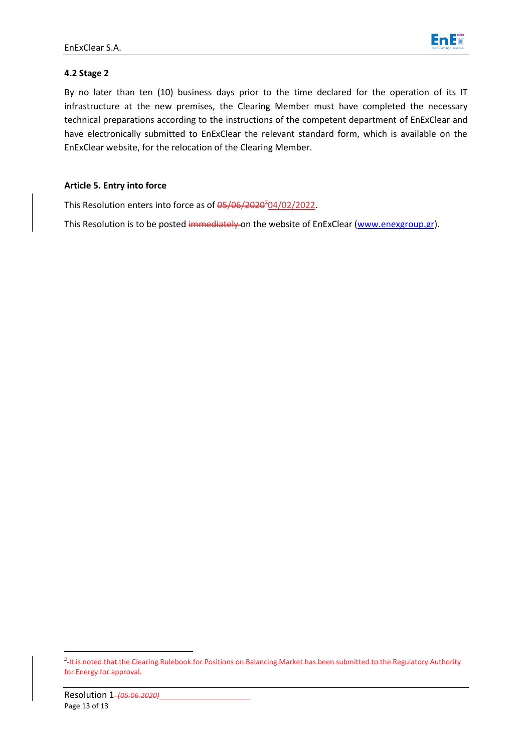### 4.2 Stage 2

By no later than ten (10) business days prior to the time declared for the operation of its IT infrastructure at the new premises, the Clearing Member must have completed the necessary technical preparations according to the instructions of the competent department of EnExClear and have electronically submitted to EnExClear the relevant standard form, which is available on the EnExClear website, for the relocation of the Clearing Member.

### Article 5. Entry into force

This Resolution enters into force as of ~~05/06/2020~~[7] 04/02/2022.

This Resolution is to be posted ~~immediately~~ on the website of EnExClear (www.enexgroup.gr).

~~[7] It is noted that the Clearing Rulebook for Positions on Balancing Market has been submitted to the Regulatory Authority for Energy for approval.~~